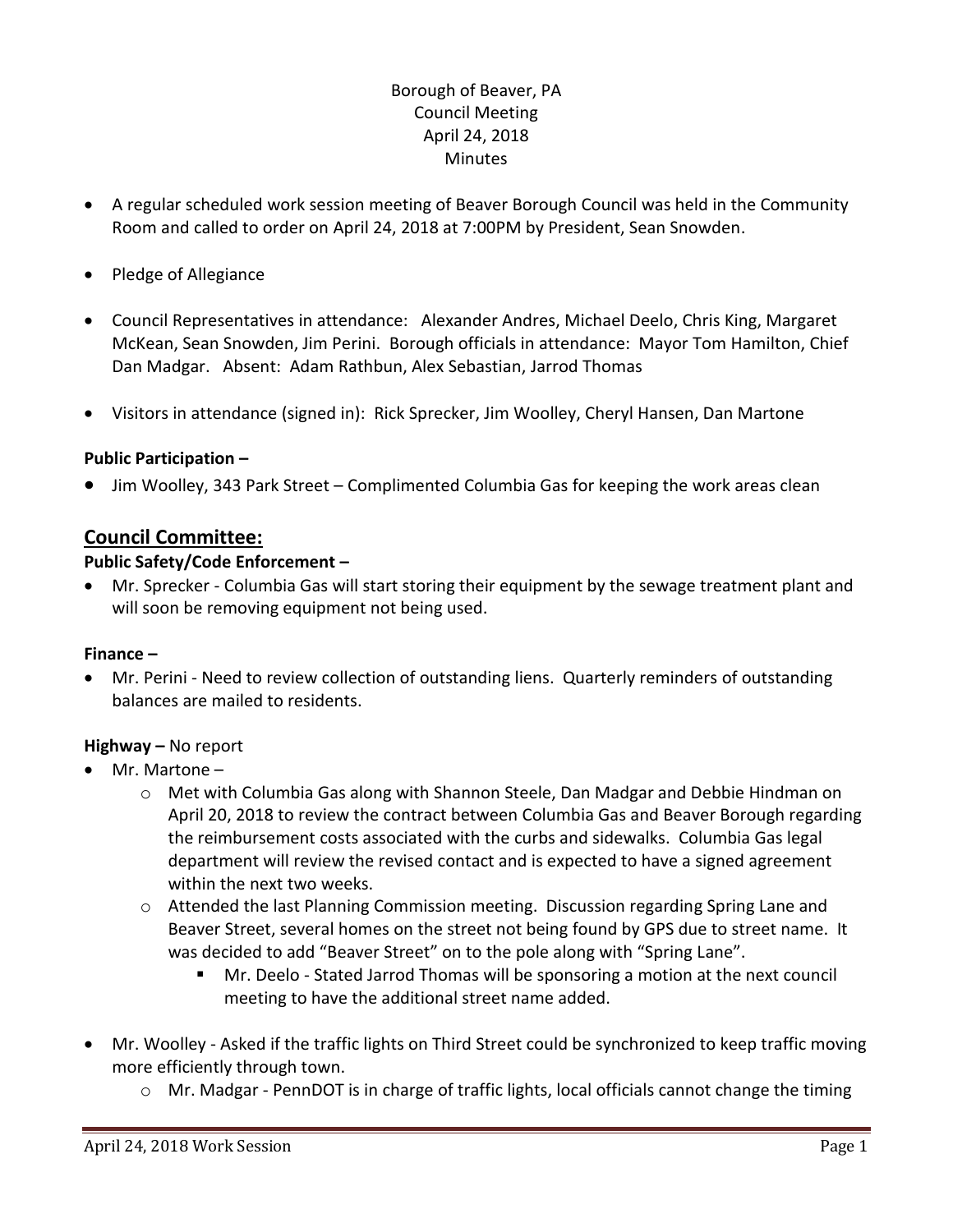Borough of Beaver, PA
Council Meeting
April 24, 2018
Minutes

- A regular scheduled work session meeting of Beaver Borough Council was held in the Community Room and called to order on April 24, 2018 at 7:00PM by President, Sean Snowden.
- Pledge of Allegiance
- Council Representatives in attendance: Alexander Andres, Michael Deelo, Chris King, Margaret McKean, Sean Snowden, Jim Perini. Borough officials in attendance: Mayor Tom Hamilton, Chief Dan Madgar. Absent: Adam Rathbun, Alex Sebastian, Jarrod Thomas
- Visitors in attendance (signed in): Rick Sprecker, Jim Woolley, Cheryl Hansen, Dan Martone

**Public Participation –**

- Jim Woolley, 343 Park Street – Complimented Columbia Gas for keeping the work areas clean

## Council Committee:

**Public Safety/Code Enforcement –**

- Mr. Sprecker - Columbia Gas will start storing their equipment by the sewage treatment plant and will soon be removing equipment not being used.

**Finance –**

- Mr. Perini - Need to review collection of outstanding liens. Quarterly reminders of outstanding balances are mailed to residents.

**Highway –** No report

- Mr. Martone –
  - Met with Columbia Gas along with Shannon Steele, Dan Madgar and Debbie Hindman on April 20, 2018 to review the contract between Columbia Gas and Beaver Borough regarding the reimbursement costs associated with the curbs and sidewalks. Columbia Gas legal department will review the revised contact and is expected to have a signed agreement within the next two weeks.
  - Attended the last Planning Commission meeting. Discussion regarding Spring Lane and Beaver Street, several homes on the street not being found by GPS due to street name. It was decided to add "Beaver Street" on to the pole along with "Spring Lane".
    - Mr. Deelo - Stated Jarrod Thomas will be sponsoring a motion at the next council meeting to have the additional street name added.
- Mr. Woolley - Asked if the traffic lights on Third Street could be synchronized to keep traffic moving more efficiently through town.
  - Mr. Madgar - PennDOT is in charge of traffic lights, local officials cannot change the timing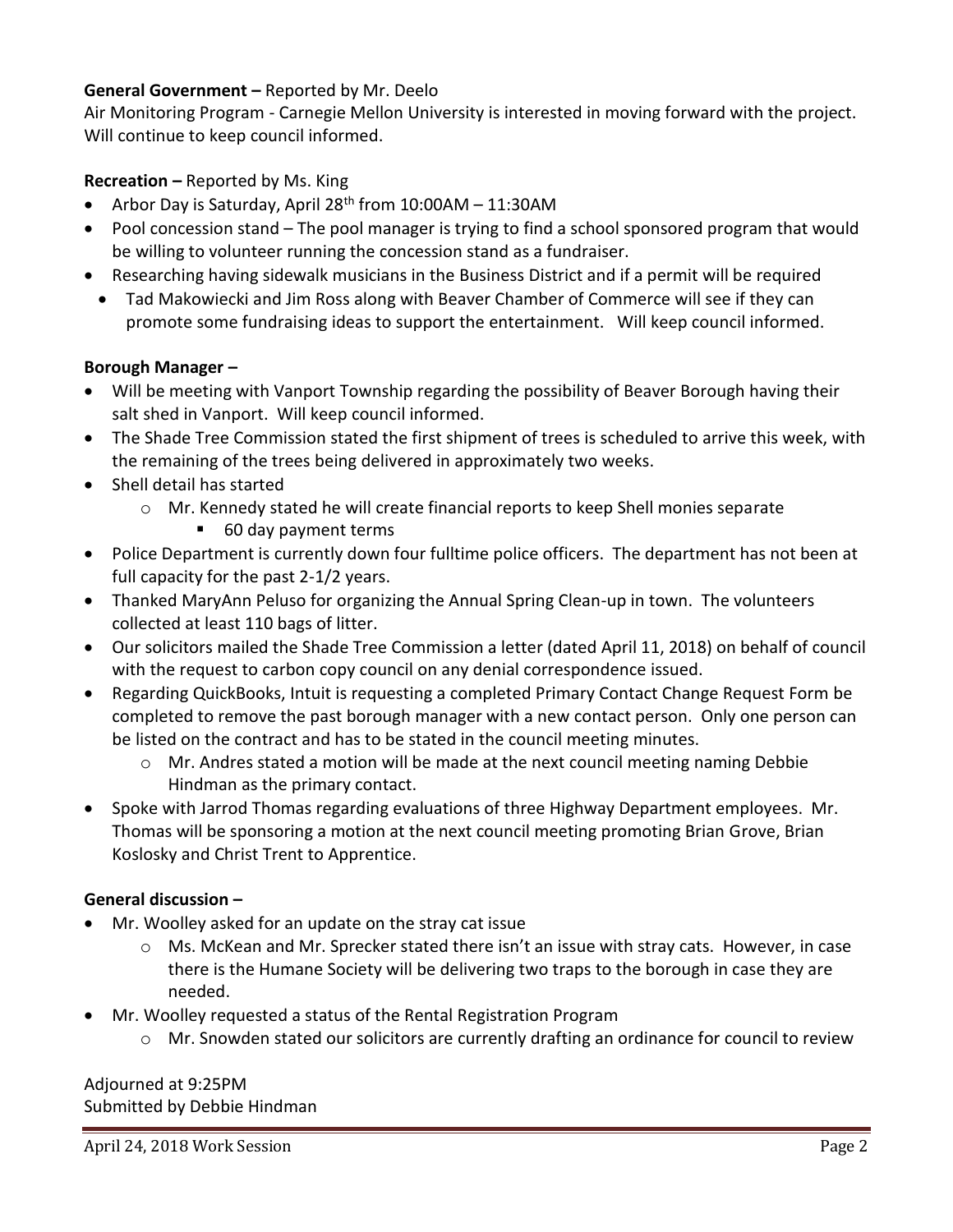**General Government –** Reported by Mr. Deelo
Air Monitoring Program - Carnegie Mellon University is interested in moving forward with the project. Will continue to keep council informed.

**Recreation –** Reported by Ms. King

- Arbor Day is Saturday, April 28th from 10:00AM – 11:30AM
- Pool concession stand – The pool manager is trying to find a school sponsored program that would be willing to volunteer running the concession stand as a fundraiser.
- Researching having sidewalk musicians in the Business District and if a permit will be required
  - Tad Makowiecki and Jim Ross along with Beaver Chamber of Commerce will see if they can promote some fundraising ideas to support the entertainment. Will keep council informed.

**Borough Manager –**

- Will be meeting with Vanport Township regarding the possibility of Beaver Borough having their salt shed in Vanport. Will keep council informed.
- The Shade Tree Commission stated the first shipment of trees is scheduled to arrive this week, with the remaining of the trees being delivered in approximately two weeks.
- Shell detail has started
  - Mr. Kennedy stated he will create financial reports to keep Shell monies separate
    - 60 day payment terms
- Police Department is currently down four fulltime police officers. The department has not been at full capacity for the past 2-1/2 years.
- Thanked MaryAnn Peluso for organizing the Annual Spring Clean-up in town. The volunteers collected at least 110 bags of litter.
- Our solicitors mailed the Shade Tree Commission a letter (dated April 11, 2018) on behalf of council with the request to carbon copy council on any denial correspondence issued.
- Regarding QuickBooks, Intuit is requesting a completed Primary Contact Change Request Form be completed to remove the past borough manager with a new contact person. Only one person can be listed on the contract and has to be stated in the council meeting minutes.
  - Mr. Andres stated a motion will be made at the next council meeting naming Debbie Hindman as the primary contact.
- Spoke with Jarrod Thomas regarding evaluations of three Highway Department employees. Mr. Thomas will be sponsoring a motion at the next council meeting promoting Brian Grove, Brian Koslosky and Christ Trent to Apprentice.

**General discussion –**

- Mr. Woolley asked for an update on the stray cat issue
  - Ms. McKean and Mr. Sprecker stated there isn't an issue with stray cats. However, in case there is the Humane Society will be delivering two traps to the borough in case they are needed.
- Mr. Woolley requested a status of the Rental Registration Program
  - Mr. Snowden stated our solicitors are currently drafting an ordinance for council to review

Adjourned at 9:25PM
Submitted by Debbie Hindman